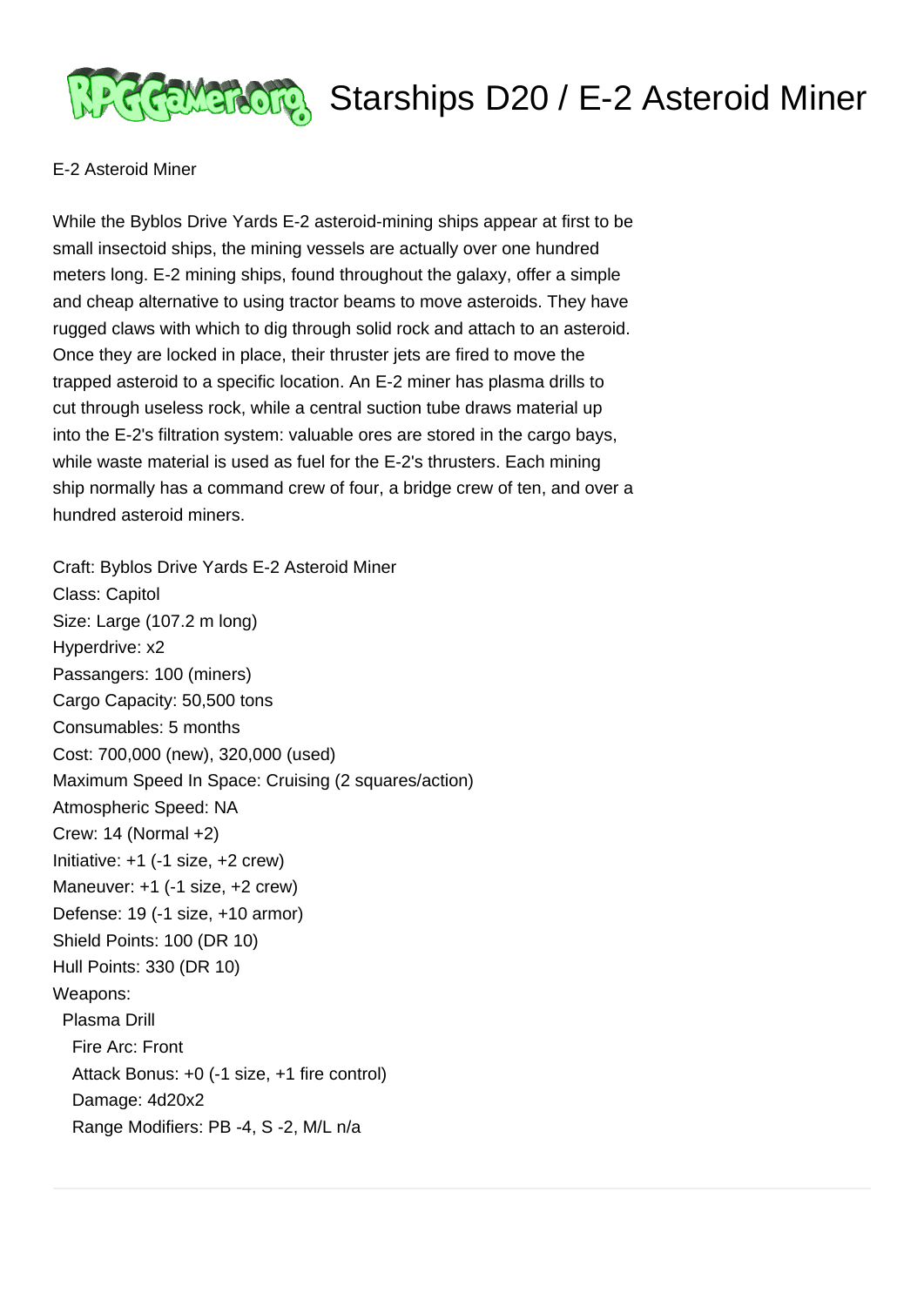# Starships D20 / E-2 Asteroid Miner

E-2 Asteroid Miner

While the Byblos Drive Yards E-2 asteroid-mining ships appear at first to be small insectoid ships, the mining vessels are actually over one hundred meters long. E-2 mining ships, found throughout the galaxy, offer a simple and cheap alternative to using tractor beams to move asteroids. They have rugged claws with which to dig through solid rock and attach to an asteroid. Once they are locked in place, their thruster jets are fired to move the trapped asteroid to a specific location. An E-2 miner has plasma drills to cut through useless rock, while a central suction tube draws material up into the E-2's filtration system: valuable ores are stored in the cargo bays, while waste material is used as fuel for the E-2's thrusters. Each mining ship normally has a command crew of four, a bridge crew of ten, and over a hundred asteroid miners.

Craft: Byblos Drive Yards E-2 Asteroid Miner
Class: Capitol
Size: Large (107.2 m long)
Hyperdrive: x2
Passangers: 100 (miners)
Cargo Capacity: 50,500 tons
Consumables: 5 months
Cost: 700,000 (new), 320,000 (used)
Maximum Speed In Space: Cruising (2 squares/action)
Atmospheric Speed: NA
Crew: 14 (Normal +2)
Initiative: +1 (-1 size, +2 crew)
Maneuver: +1 (-1 size, +2 crew)
Defense: 19 (-1 size, +10 armor)
Shield Points: 100 (DR 10)
Hull Points: 330 (DR 10)
Weapons:
  Plasma Drill
    Fire Arc: Front
    Attack Bonus: +0 (-1 size, +1 fire control)
    Damage: 4d20x2
    Range Modifiers: PB -4, S -2, M/L n/a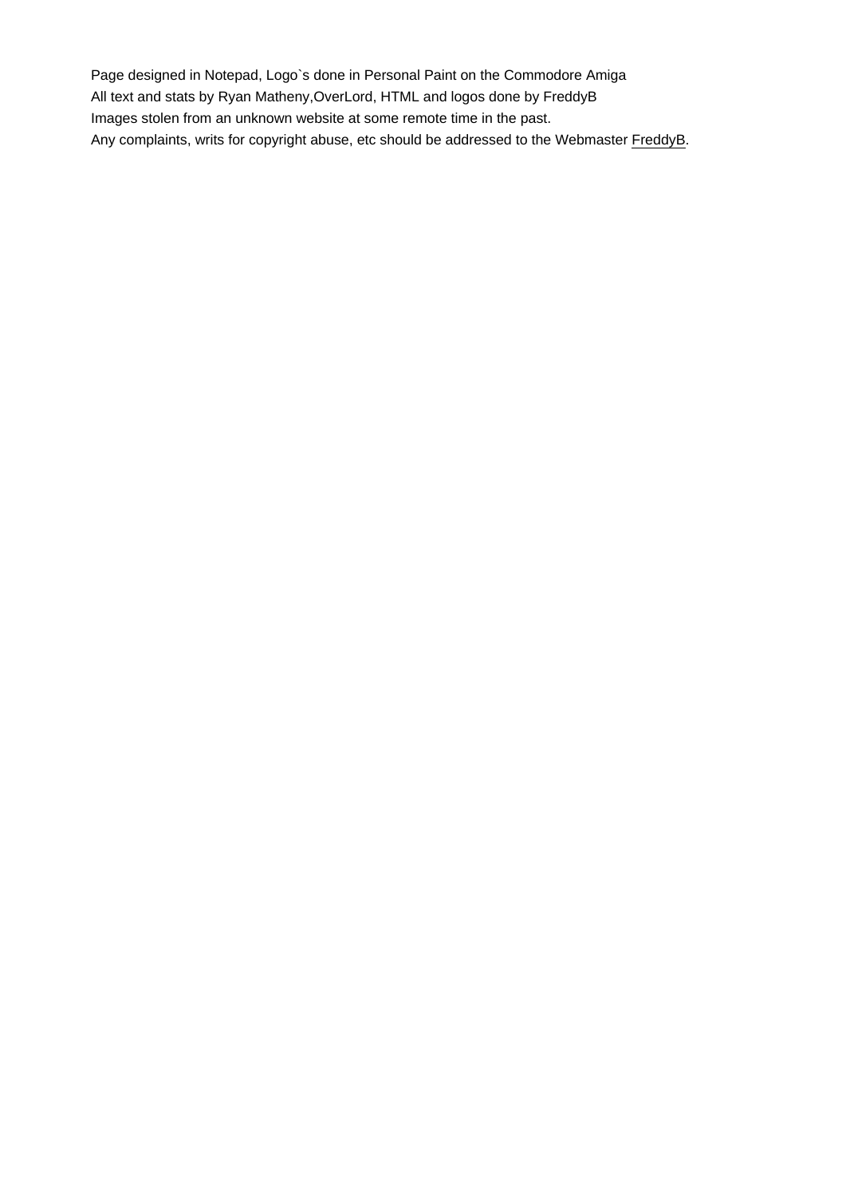Page designed in Notepad, Logo`s done in Personal Paint on the Commodore Amiga
All text and stats by Ryan Matheny,OverLord, HTML and logos done by FreddyB
Images stolen from an unknown website at some remote time in the past.
Any complaints, writs for copyright abuse, etc should be addressed to the Webmaster FreddyB.